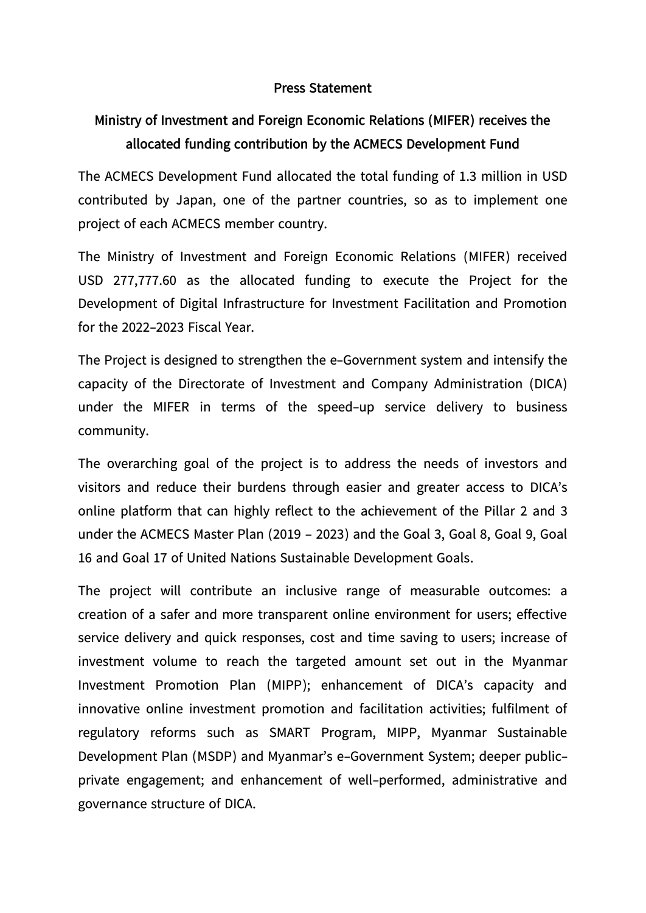# Press Statement

## Ministry of Investment and Foreign Economic Relations (MIFER) receives the allocated funding contribution by the ACMECS Development Fund

The ACMECS Development Fund allocated the total funding of 1.3 million in USD contributed by Japan, one of the partner countries, so as to implement one project of each ACMECS member country.

The Ministry of Investment and Foreign Economic Relations (MIFER) received USD 277,777.60 as the allocated funding to execute the Project for the Development of Digital Infrastructure for Investment Facilitation and Promotion for the 2022-2023 Fiscal Year.

The Project is designed to strengthen the e-Government system and intensify the capacity of the Directorate of Investment and Company Administration (DICA) under the MIFER in terms of the speed-up service delivery to business community.

The overarching goal of the project is to address the needs of investors and visitors and reduce their burdens through easier and greater access to DICA's online platform that can highly reflect to the achievement of the Pillar 2 and 3 under the ACMECS Master Plan (2019 – 2023) and the Goal 3, Goal 8, Goal 9, Goal 16 and Goal 17 of United Nations Sustainable Development Goals.

The project will contribute an inclusive range of measurable outcomes: a creation of a safer and more transparent online environment for users; effective service delivery and quick responses, cost and time saving to users; increase of investment volume to reach the targeted amount set out in the Myanmar Investment Promotion Plan (MIPP); enhancement of DICA's capacity and innovative online investment promotion and facilitation activities; fulfilment of regulatory reforms such as SMART Program, MIPP, Myanmar Sustainable Development Plan (MSDP) and Myanmar's e-Government System; deeper public-private engagement; and enhancement of well-performed, administrative and governance structure of DICA.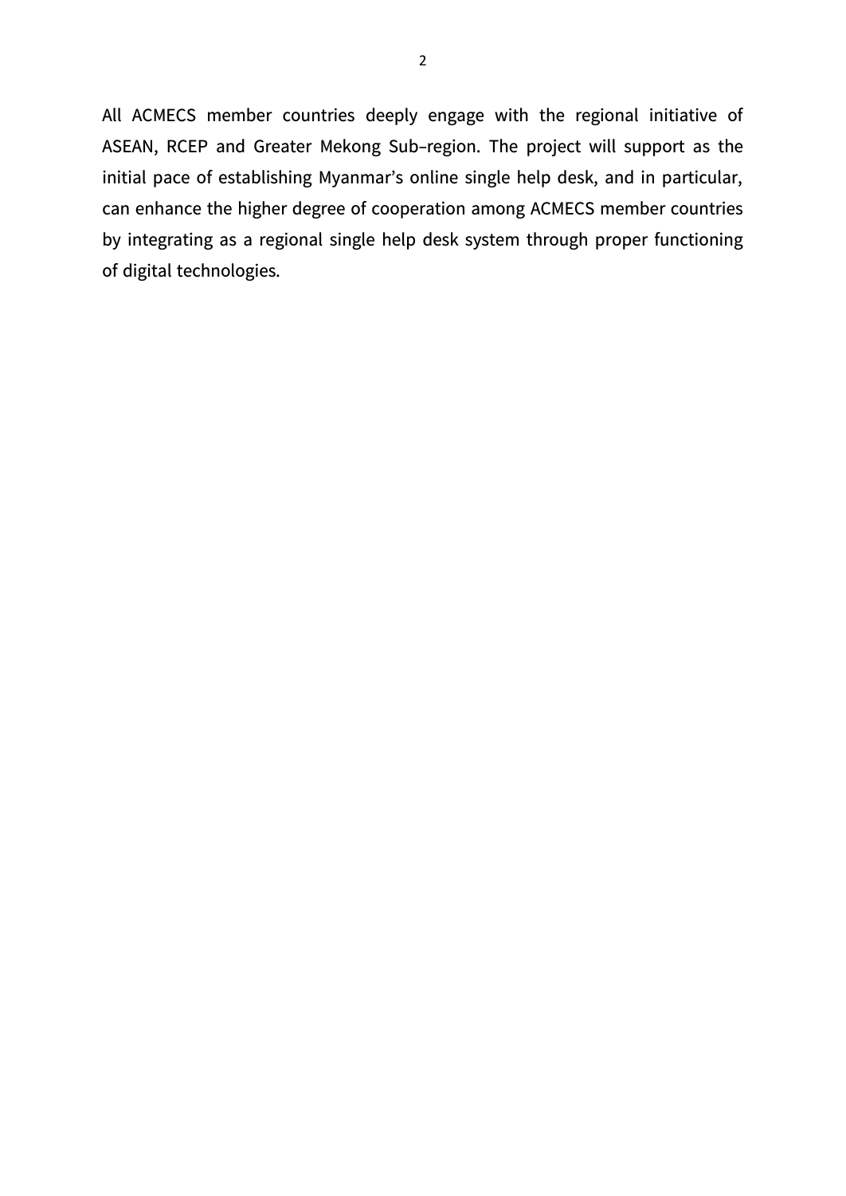All ACMECS member countries deeply engage with the regional initiative of ASEAN, RCEP and Greater Mekong Sub–region. The project will support as the initial pace of establishing Myanmar's online single help desk, and in particular, can enhance the higher degree of cooperation among ACMECS member countries by integrating as a regional single help desk system through proper functioning of digital technologies.